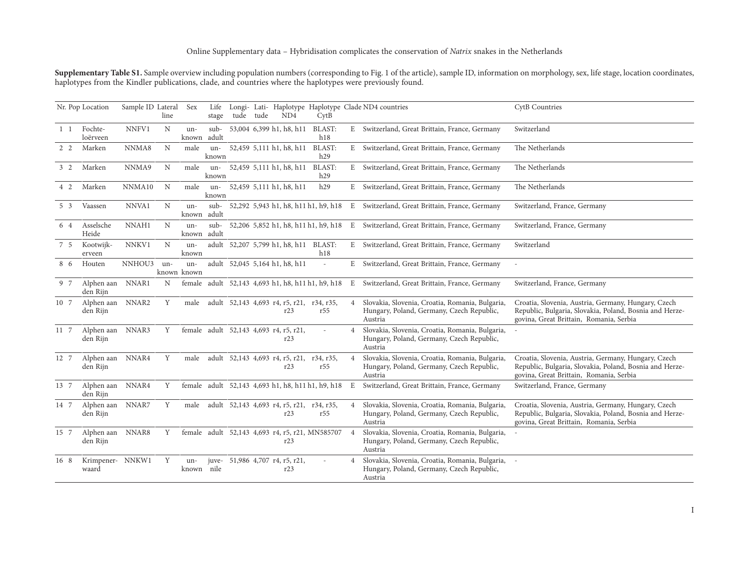Online Supplementary data – Hybridisation complicates the conservation of *Natrix* snakes in the Netherlands

**Supplementary Table S1.** Sample overview including population numbers (corresponding to Fig. 1 of the article), sample ID, information on morphology, sex, life stage, location coordinates, haplotypes from the Kindler publications, clade, and countries where the haplotypes were previously found.

| Nr. | Pop | Location | Sample ID | Lateral line | Sex | Life stage | Longitude | Latitude | Haplotype ND4 | Haplotype CytB | Clade | ND4 countries | CytB Countries |
|---|---|---|---|---|---|---|---|---|---|---|---|---|---|
| 1 | 1 | Fochteloërveen | NNFV1 | N | unknown | subadult | 53,004 | 6,399 | h1, h8, h11 | BLAST: h18 | E | Switzerland, Great Brittain, France, Germany | Switzerland |
| 2 | 2 | Marken | NNMA8 | N | male | unknown | 52,459 | 5,111 | h1, h8, h11 | BLAST: h29 | E | Switzerland, Great Brittain, France, Germany | The Netherlands |
| 3 | 2 | Marken | NNMA9 | N | male | unknown | 52,459 | 5,111 | h1, h8, h11 | BLAST: h29 | E | Switzerland, Great Brittain, France, Germany | The Netherlands |
| 4 | 2 | Marken | NNMA10 | N | male | unknown | 52,459 | 5,111 | h1, h8, h11 | h29 | E | Switzerland, Great Brittain, France, Germany | The Netherlands |
| 5 | 3 | Vaassen | NNVA1 | N | unknown | subadult | 52,292 | 5,943 | h1, h8, h11 | h1, h9, h18 | E | Switzerland, Great Brittain, France, Germany | Switzerland, France, Germany |
| 6 | 4 | Asselsche Heide | NNAH1 | N | unknown | subadult | 52,206 | 5,852 | h1, h8, h11 | h1, h9, h18 | E | Switzerland, Great Brittain, France, Germany | Switzerland, France, Germany |
| 7 | 5 | Kootwijkerveen | NNKV1 | N | unknown | adult | 52,207 | 5,799 | h1, h8, h11 | BLAST: h18 | E | Switzerland, Great Brittain, France, Germany | Switzerland |
| 8 | 6 | Houten | NNHOU3 | unknown | unknown | adult | 52,045 | 5,164 | h1, h8, h11 | - | E | Switzerland, Great Brittain, France, Germany | - |
| 9 | 7 | Alphen aan den Rijn | NNAR1 | N | female | adult | 52,143 | 4,693 | h1, h8, h11 | h1, h9, h18 | E | Switzerland, Great Brittain, France, Germany | Switzerland, France, Germany |
| 10 | 7 | Alphen aan den Rijn | NNAR2 | Y | male | adult | 52,143 | 4,693 | r4, r5, r21, r23 | r34, r35, r55 | 4 | Slovakia, Slovenia, Croatia, Romania, Bulgaria, Hungary, Poland, Germany, Czech Republic, Austria | Croatia, Slovenia, Austria, Germany, Hungary, Czech Republic, Bulgaria, Slovakia, Poland, Bosnia and Herzegovina, Great Brittain, Romania, Serbia |
| 11 | 7 | Alphen aan den Rijn | NNAR3 | Y | female | adult | 52,143 | 4,693 | r4, r5, r21, r23 | - | 4 | Slovakia, Slovenia, Croatia, Romania, Bulgaria, Hungary, Poland, Germany, Czech Republic, Austria | - |
| 12 | 7 | Alphen aan den Rijn | NNAR4 | Y | male | adult | 52,143 | 4,693 | r4, r5, r21, r23 | r34, r35, r55 | 4 | Slovakia, Slovenia, Croatia, Romania, Bulgaria, Hungary, Poland, Germany, Czech Republic, Austria | Croatia, Slovenia, Austria, Germany, Hungary, Czech Republic, Bulgaria, Slovakia, Poland, Bosnia and Herzegovina, Great Brittain, Romania, Serbia |
| 13 | 7 | Alphen aan den Rijn | NNAR4 | Y | female | adult | 52,143 | 4,693 | h1, h8, h11 | h1, h9, h18 | E | Switzerland, Great Brittain, France, Germany | Switzerland, France, Germany |
| 14 | 7 | Alphen aan den Rijn | NNAR7 | Y | male | adult | 52,143 | 4,693 | r4, r5, r21, r23 | r34, r35, r55 | 4 | Slovakia, Slovenia, Croatia, Romania, Bulgaria, Hungary, Poland, Germany, Czech Republic, Austria | Croatia, Slovenia, Austria, Germany, Hungary, Czech Republic, Bulgaria, Slovakia, Poland, Bosnia and Herzegovina, Great Brittain, Romania, Serbia |
| 15 | 7 | Alphen aan den Rijn | NNAR8 | Y | female | adult | 52,143 | 4,693 | r4, r5, r21, r23 | MN585707 | 4 | Slovakia, Slovenia, Croatia, Romania, Bulgaria, Hungary, Poland, Germany, Czech Republic, Austria | - |
| 16 | 8 | Krimpenerwaard | NNKW1 | Y | unknown | juvenile | 51,986 | 4,707 | r4, r5, r21, r23 | - | 4 | Slovakia, Slovenia, Croatia, Romania, Bulgaria, Hungary, Poland, Germany, Czech Republic, Austria | - |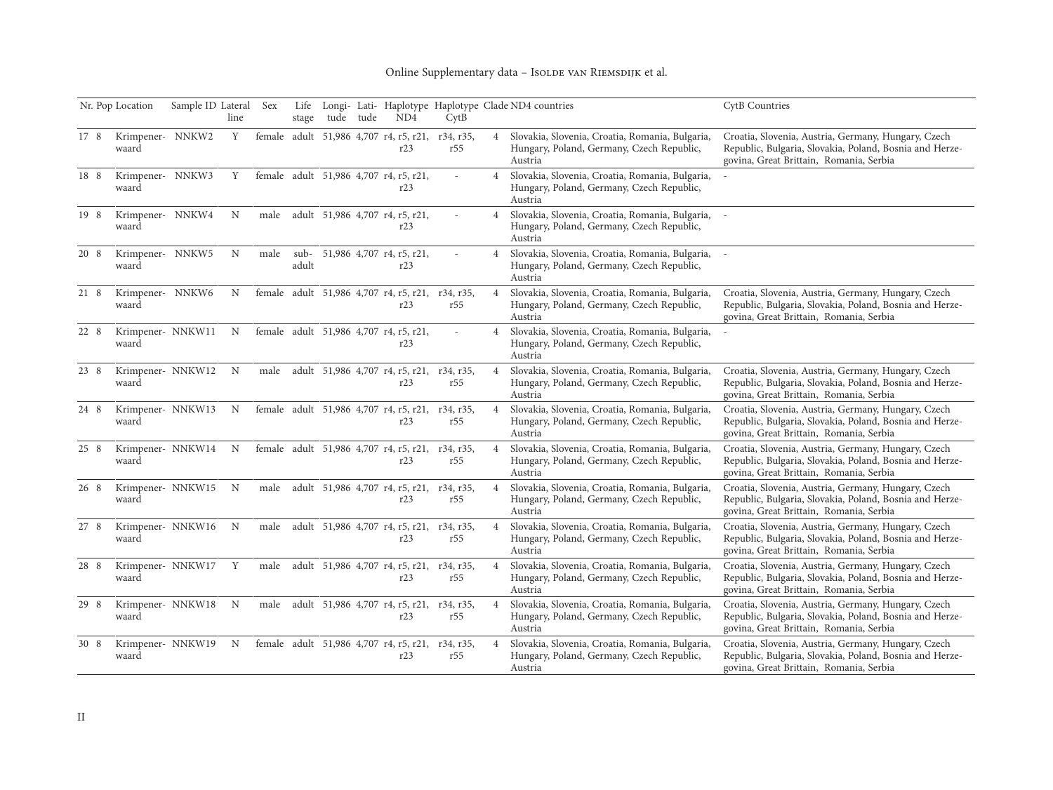| Nr. | Pop | Location | Sample ID | Lateral line | Sex | Life stage | Longi-tude | Lati-tude | Haplotype ND4 | Haplotype CytB | Clade | ND4 countries | CytB Countries |
|---|---|---|---|---|---|---|---|---|---|---|---|---|---|
| 17 | 8 | Krimpenerwaard | NNKW2 | Y | female | adult | 51,986 | 4,707 | r4, r5, r21, r23 | r34, r35, r55 | 4 | Slovakia, Slovenia, Croatia, Romania, Bulgaria, Hungary, Poland, Germany, Czech Republic, Austria | Croatia, Slovenia, Austria, Germany, Hungary, Czech Republic, Bulgaria, Slovakia, Poland, Bosnia and Herzegovina, Great Brittain, Romania, Serbia |
| 18 | 8 | Krimpenerwaard | NNKW3 | Y | female | adult | 51,986 | 4,707 | r4, r5, r21, r23 | - | 4 | Slovakia, Slovenia, Croatia, Romania, Bulgaria, Hungary, Poland, Germany, Czech Republic, Austria | - |
| 19 | 8 | Krimpenerwaard | NNKW4 | N | male | adult | 51,986 | 4,707 | r4, r5, r21, r23 | - | 4 | Slovakia, Slovenia, Croatia, Romania, Bulgaria, Hungary, Poland, Germany, Czech Republic, Austria | - |
| 20 | 8 | Krimpenerwaard | NNKW5 | N | male | sub-adult | 51,986 | 4,707 | r4, r5, r21, r23 | - | 4 | Slovakia, Slovenia, Croatia, Romania, Bulgaria, Hungary, Poland, Germany, Czech Republic, Austria | - |
| 21 | 8 | Krimpenerwaard | NNKW6 | N | female | adult | 51,986 | 4,707 | r4, r5, r21, r23 | r34, r35, r55 | 4 | Slovakia, Slovenia, Croatia, Romania, Bulgaria, Hungary, Poland, Germany, Czech Republic, Austria | Croatia, Slovenia, Austria, Germany, Hungary, Czech Republic, Bulgaria, Slovakia, Poland, Bosnia and Herzegovina, Great Brittain, Romania, Serbia |
| 22 | 8 | Krimpenerwaard | NNKW11 | N | female | adult | 51,986 | 4,707 | r4, r5, r21, r23 | - | 4 | Slovakia, Slovenia, Croatia, Romania, Bulgaria, Hungary, Poland, Germany, Czech Republic, Austria | - |
| 23 | 8 | Krimpenerwaard | NNKW12 | N | male | adult | 51,986 | 4,707 | r4, r5, r21, r23 | r34, r35, r55 | 4 | Slovakia, Slovenia, Croatia, Romania, Bulgaria, Hungary, Poland, Germany, Czech Republic, Austria | Croatia, Slovenia, Austria, Germany, Hungary, Czech Republic, Bulgaria, Slovakia, Poland, Bosnia and Herzegovina, Great Brittain, Romania, Serbia |
| 24 | 8 | Krimpenerwaard | NNKW13 | N | female | adult | 51,986 | 4,707 | r4, r5, r21, r23 | r34, r35, r55 | 4 | Slovakia, Slovenia, Croatia, Romania, Bulgaria, Hungary, Poland, Germany, Czech Republic, Austria | Croatia, Slovenia, Austria, Germany, Hungary, Czech Republic, Bulgaria, Slovakia, Poland, Bosnia and Herzegovina, Great Brittain, Romania, Serbia |
| 25 | 8 | Krimpenerwaard | NNKW14 | N | female | adult | 51,986 | 4,707 | r4, r5, r21, r23 | r34, r35, r55 | 4 | Slovakia, Slovenia, Croatia, Romania, Bulgaria, Hungary, Poland, Germany, Czech Republic, Austria | Croatia, Slovenia, Austria, Germany, Hungary, Czech Republic, Bulgaria, Slovakia, Poland, Bosnia and Herzegovina, Great Brittain, Romania, Serbia |
| 26 | 8 | Krimpenerwaard | NNKW15 | N | male | adult | 51,986 | 4,707 | r4, r5, r21, r23 | r34, r35, r55 | 4 | Slovakia, Slovenia, Croatia, Romania, Bulgaria, Hungary, Poland, Germany, Czech Republic, Austria | Croatia, Slovenia, Austria, Germany, Hungary, Czech Republic, Bulgaria, Slovakia, Poland, Bosnia and Herzegovina, Great Brittain, Romania, Serbia |
| 27 | 8 | Krimpenerwaard | NNKW16 | N | male | adult | 51,986 | 4,707 | r4, r5, r21, r23 | r34, r35, r55 | 4 | Slovakia, Slovenia, Croatia, Romania, Bulgaria, Hungary, Poland, Germany, Czech Republic, Austria | Croatia, Slovenia, Austria, Germany, Hungary, Czech Republic, Bulgaria, Slovakia, Poland, Bosnia and Herzegovina, Great Brittain, Romania, Serbia |
| 28 | 8 | Krimpenerwaard | NNKW17 | Y | male | adult | 51,986 | 4,707 | r4, r5, r21, r23 | r34, r35, r55 | 4 | Slovakia, Slovenia, Croatia, Romania, Bulgaria, Hungary, Poland, Germany, Czech Republic, Austria | Croatia, Slovenia, Austria, Germany, Hungary, Czech Republic, Bulgaria, Slovakia, Poland, Bosnia and Herzegovina, Great Brittain, Romania, Serbia |
| 29 | 8 | Krimpenerwaard | NNKW18 | N | male | adult | 51,986 | 4,707 | r4, r5, r21, r23 | r34, r35, r55 | 4 | Slovakia, Slovenia, Croatia, Romania, Bulgaria, Hungary, Poland, Germany, Czech Republic, Austria | Croatia, Slovenia, Austria, Germany, Hungary, Czech Republic, Bulgaria, Slovakia, Poland, Bosnia and Herzegovina, Great Brittain, Romania, Serbia |
| 30 | 8 | Krimpenerwaard | NNKW19 | N | female | adult | 51,986 | 4,707 | r4, r5, r21, r23 | r34, r35, r55 | 4 | Slovakia, Slovenia, Croatia, Romania, Bulgaria, Hungary, Poland, Germany, Czech Republic, Austria | Croatia, Slovenia, Austria, Germany, Hungary, Czech Republic, Bulgaria, Slovakia, Poland, Bosnia and Herzegovina, Great Brittain, Romania, Serbia |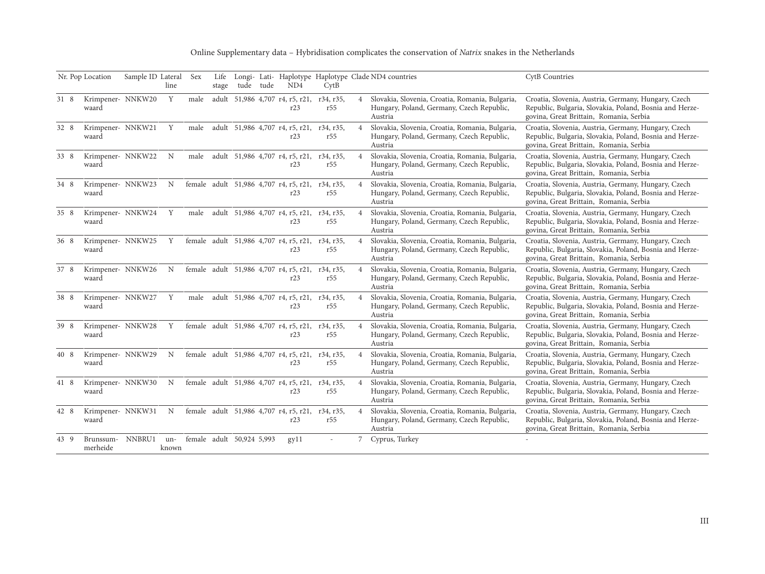| Nr. | Pop | Location | Sample ID | Lateral line | Sex | Life stage | Longi-tude | Lati-tude | Haplotype ND4 | Haplotype CytB | Clade | ND4 countries | CytB Countries |
|---|---|---|---|---|---|---|---|---|---|---|---|---|---|
| 31 | 8 | Krimpener-waard | NNKW20 | Y | male | adult | 51,986 | 4,707 | r4, r5, r21, r23 | r34, r35, r55 | 4 | Slovakia, Slovenia, Croatia, Romania, Bulgaria, Hungary, Poland, Germany, Czech Republic, Austria | Croatia, Slovenia, Austria, Germany, Hungary, Czech Republic, Bulgaria, Slovakia, Poland, Bosnia and Herze-govina, Great Brittain, Romania, Serbia |
| 32 | 8 | Krimpener-waard | NNKW21 | Y | male | adult | 51,986 | 4,707 | r4, r5, r21, r23 | r34, r35, r55 | 4 | Slovakia, Slovenia, Croatia, Romania, Bulgaria, Hungary, Poland, Germany, Czech Republic, Austria | Croatia, Slovenia, Austria, Germany, Hungary, Czech Republic, Bulgaria, Slovakia, Poland, Bosnia and Herze-govina, Great Brittain, Romania, Serbia |
| 33 | 8 | Krimpener-waard | NNKW22 | N | male | adult | 51,986 | 4,707 | r4, r5, r21, r23 | r34, r35, r55 | 4 | Slovakia, Slovenia, Croatia, Romania, Bulgaria, Hungary, Poland, Germany, Czech Republic, Austria | Croatia, Slovenia, Austria, Germany, Hungary, Czech Republic, Bulgaria, Slovakia, Poland, Bosnia and Herze-govina, Great Brittain, Romania, Serbia |
| 34 | 8 | Krimpener-waard | NNKW23 | N | female | adult | 51,986 | 4,707 | r4, r5, r21, r23 | r34, r35, r55 | 4 | Slovakia, Slovenia, Croatia, Romania, Bulgaria, Hungary, Poland, Germany, Czech Republic, Austria | Croatia, Slovenia, Austria, Germany, Hungary, Czech Republic, Bulgaria, Slovakia, Poland, Bosnia and Herze-govina, Great Brittain, Romania, Serbia |
| 35 | 8 | Krimpener-waard | NNKW24 | Y | male | adult | 51,986 | 4,707 | r4, r5, r21, r23 | r34, r35, r55 | 4 | Slovakia, Slovenia, Croatia, Romania, Bulgaria, Hungary, Poland, Germany, Czech Republic, Austria | Croatia, Slovenia, Austria, Germany, Hungary, Czech Republic, Bulgaria, Slovakia, Poland, Bosnia and Herze-govina, Great Brittain, Romania, Serbia |
| 36 | 8 | Krimpener-waard | NNKW25 | Y | female | adult | 51,986 | 4,707 | r4, r5, r21, r23 | r34, r35, r55 | 4 | Slovakia, Slovenia, Croatia, Romania, Bulgaria, Hungary, Poland, Germany, Czech Republic, Austria | Croatia, Slovenia, Austria, Germany, Hungary, Czech Republic, Bulgaria, Slovakia, Poland, Bosnia and Herze-govina, Great Brittain, Romania, Serbia |
| 37 | 8 | Krimpener-waard | NNKW26 | N | female | adult | 51,986 | 4,707 | r4, r5, r21, r23 | r34, r35, r55 | 4 | Slovakia, Slovenia, Croatia, Romania, Bulgaria, Hungary, Poland, Germany, Czech Republic, Austria | Croatia, Slovenia, Austria, Germany, Hungary, Czech Republic, Bulgaria, Slovakia, Poland, Bosnia and Herze-govina, Great Brittain, Romania, Serbia |
| 38 | 8 | Krimpener-waard | NNKW27 | Y | male | adult | 51,986 | 4,707 | r4, r5, r21, r23 | r34, r35, r55 | 4 | Slovakia, Slovenia, Croatia, Romania, Bulgaria, Hungary, Poland, Germany, Czech Republic, Austria | Croatia, Slovenia, Austria, Germany, Hungary, Czech Republic, Bulgaria, Slovakia, Poland, Bosnia and Herze-govina, Great Brittain, Romania, Serbia |
| 39 | 8 | Krimpener-waard | NNKW28 | Y | female | adult | 51,986 | 4,707 | r4, r5, r21, r23 | r34, r35, r55 | 4 | Slovakia, Slovenia, Croatia, Romania, Bulgaria, Hungary, Poland, Germany, Czech Republic, Austria | Croatia, Slovenia, Austria, Germany, Hungary, Czech Republic, Bulgaria, Slovakia, Poland, Bosnia and Herze-govina, Great Brittain, Romania, Serbia |
| 40 | 8 | Krimpener-waard | NNKW29 | N | female | adult | 51,986 | 4,707 | r4, r5, r21, r23 | r34, r35, r55 | 4 | Slovakia, Slovenia, Croatia, Romania, Bulgaria, Hungary, Poland, Germany, Czech Republic, Austria | Croatia, Slovenia, Austria, Germany, Hungary, Czech Republic, Bulgaria, Slovakia, Poland, Bosnia and Herze-govina, Great Brittain, Romania, Serbia |
| 41 | 8 | Krimpener-waard | NNKW30 | N | female | adult | 51,986 | 4,707 | r4, r5, r21, r23 | r34, r35, r55 | 4 | Slovakia, Slovenia, Croatia, Romania, Bulgaria, Hungary, Poland, Germany, Czech Republic, Austria | Croatia, Slovenia, Austria, Germany, Hungary, Czech Republic, Bulgaria, Slovakia, Poland, Bosnia and Herze-govina, Great Brittain, Romania, Serbia |
| 42 | 8 | Krimpener-waard | NNKW31 | N | female | adult | 51,986 | 4,707 | r4, r5, r21, r23 | r34, r35, r55 | 4 | Slovakia, Slovenia, Croatia, Romania, Bulgaria, Hungary, Poland, Germany, Czech Republic, Austria | Croatia, Slovenia, Austria, Germany, Hungary, Czech Republic, Bulgaria, Slovakia, Poland, Bosnia and Herze-govina, Great Brittain, Romania, Serbia |
| 43 | 9 | Brunssum-merheide | NNBRU1 | un-known | female | adult | 50,924 | 5,993 | gy11 | - | 7 | Cyprus, Turkey | - |